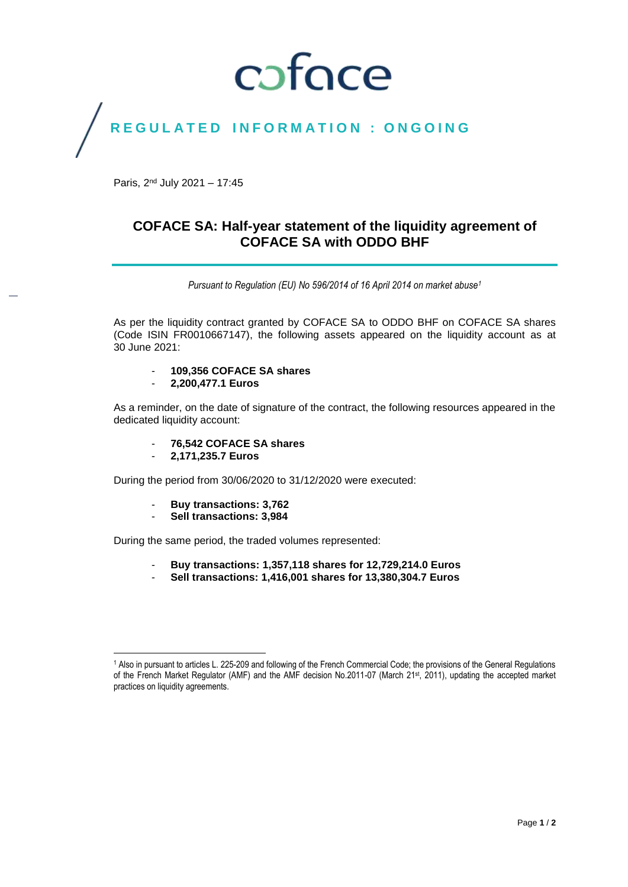coface

REGULATED INFORMATION : ONGOING

Paris, 2nd July 2021 – 17:45

# COFACE SA: Half-year statement of the liquidity agreement of COFACE SA with ODDO BHF

*Pursuant to Regulation (EU) No 596/2014 of 16 April 2014 on market abuse[1]*

As per the liquidity contract granted by COFACE SA to ODDO BHF on COFACE SA shares (Code ISIN FR0010667147), the following assets appeared on the liquidity account as at 30 June 2021:

- **109,356 COFACE SA shares**
- **2,200,477.1 Euros**

As a reminder, on the date of signature of the contract, the following resources appeared in the dedicated liquidity account:

- **76,542 COFACE SA shares**
- **2,171,235.7 Euros**

During the period from 30/06/2020 to 31/12/2020 were executed:

- **Buy transactions: 3,762**
- **Sell transactions: 3,984**

During the same period, the traded volumes represented:

- **Buy transactions: 1,357,118 shares for 12,729,214.0 Euros**
- **Sell transactions: 1,416,001 shares for 13,380,304.7 Euros**

[1] Also in pursuant to articles L. 225-209 and following of the French Commercial Code; the provisions of the General Regulations of the French Market Regulator (AMF) and the AMF decision No.2011-07 (March 21st, 2011), updating the accepted market practices on liquidity agreements.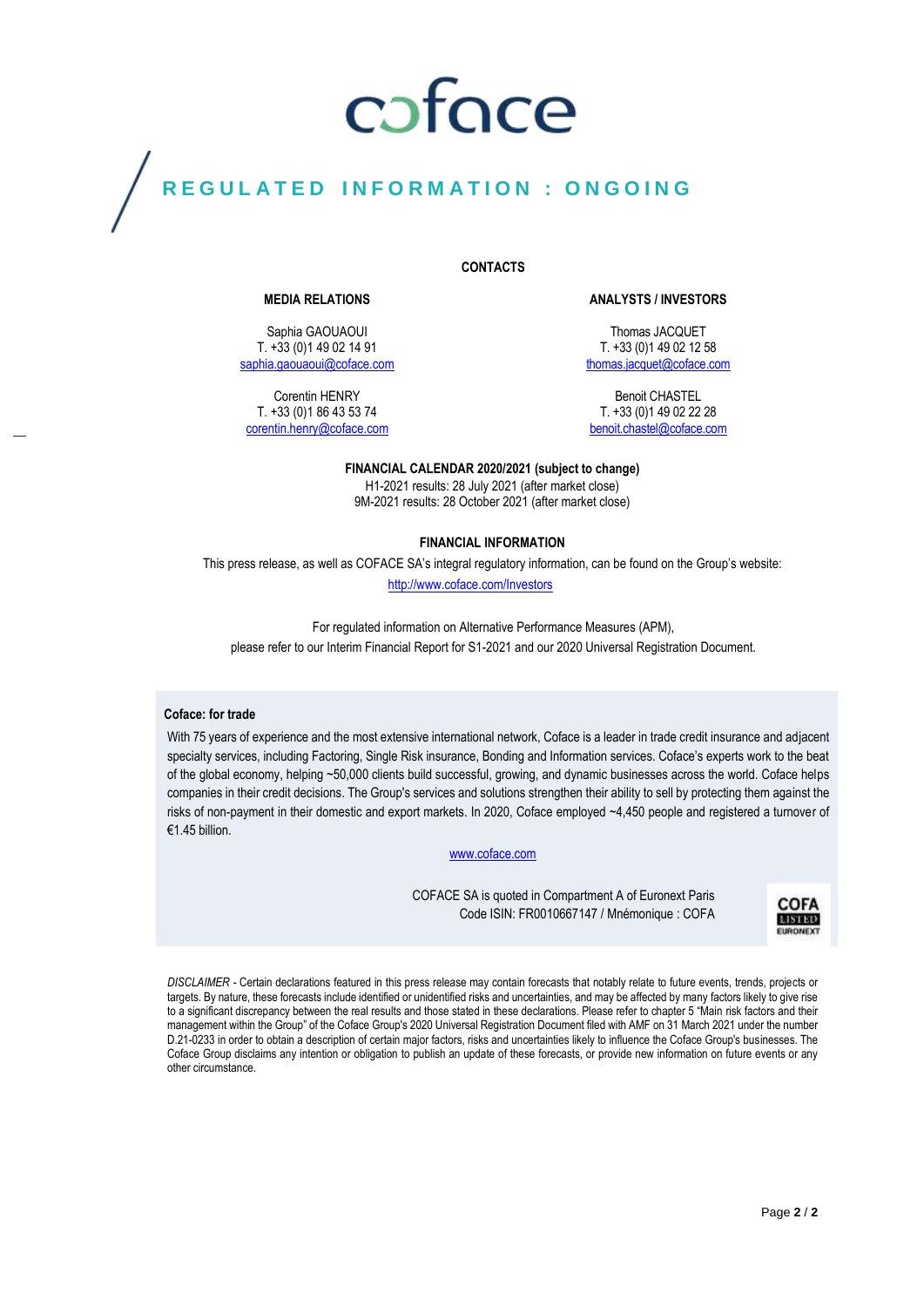# REGULATED INFORMATION : ONGOING

**CONTACTS**

**MEDIA RELATIONS**

Saphia GAOUAOUI
T. +33 (0)1 49 02 14 91
saphia.gaouaoui@coface.com

Corentin HENRY
T. +33 (0)1 86 43 53 74
corentin.henry@coface.com

**ANALYSTS / INVESTORS**

Thomas JACQUET
T. +33 (0)1 49 02 12 58
thomas.jacquet@coface.com

Benoit CHASTEL
T. +33 (0)1 49 02 22 28
benoit.chastel@coface.com

**FINANCIAL CALENDAR 2020/2021 (subject to change)**

H1-2021 results: 28 July 2021 (after market close)
9M-2021 results: 28 October 2021 (after market close)

**FINANCIAL INFORMATION**

This press release, as well as COFACE SA's integral regulatory information, can be found on the Group's website:
http://www.coface.com/Investors

For regulated information on Alternative Performance Measures (APM),
please refer to our Interim Financial Report for S1-2021 and our 2020 Universal Registration Document.

**Coface: for trade**

With 75 years of experience and the most extensive international network, Coface is a leader in trade credit insurance and adjacent specialty services, including Factoring, Single Risk insurance, Bonding and Information services. Coface's experts work to the beat of the global economy, helping ~50,000 clients build successful, growing, and dynamic businesses across the world. Coface helps companies in their credit decisions. The Group's services and solutions strengthen their ability to sell by protecting them against the risks of non-payment in their domestic and export markets. In 2020, Coface employed ~4,450 people and registered a turnover of €1.45 billion.

www.coface.com

COFACE SA is quoted in Compartment A of Euronext Paris
Code ISIN: FR0010667147 / Mnémonique : COFA

COFA LISTED EURONEXT

*DISCLAIMER* - Certain declarations featured in this press release may contain forecasts that notably relate to future events, trends, projects or targets. By nature, these forecasts include identified or unidentified risks and uncertainties, and may be affected by many factors likely to give rise to a significant discrepancy between the real results and those stated in these declarations. Please refer to chapter 5 "Main risk factors and their management within the Group" of the Coface Group's 2020 Universal Registration Document filed with AMF on 31 March 2021 under the number D.21-0233 in order to obtain a description of certain major factors, risks and uncertainties likely to influence the Coface Group's businesses. The Coface Group disclaims any intention or obligation to publish an update of these forecasts, or provide new information on future events or any other circumstance.